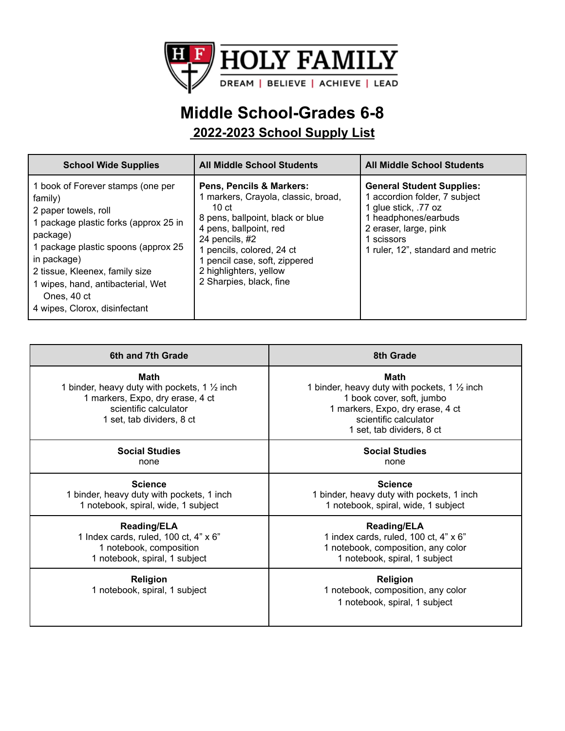HOLY FAMILY

DREAM | BELIEVE | ACHIEVE | LEAD

# Middle School-Grades 6-8

## 2022-2023 School Supply List

| School Wide Supplies | All Middle School Students | All Middle School Students |
|---|---|---|
| 1 book of Forever stamps (one per family)<br>2 paper towels, roll<br>1 package plastic forks (approx 25 in package)<br>1 package plastic spoons (approx 25 in package)<br>2 tissue, Kleenex, family size<br>1 wipes, hand, antibacterial, Wet Ones, 40 ct<br>4 wipes, Clorox, disinfectant | **Pens, Pencils & Markers:**<br>1 markers, Crayola, classic, broad, 10 ct<br>8 pens, ballpoint, black or blue<br>4 pens, ballpoint, red<br>24 pencils, #2<br>1 pencils, colored, 24 ct<br>1 pencil case, soft, zippered<br>2 highlighters, yellow<br>2 Sharpies, black, fine | **General Student Supplies:**<br>1 accordion folder, 7 subject<br>1 glue stick, .77 oz<br>1 headphones/earbuds<br>2 eraser, large, pink<br>1 scissors<br>1 ruler, 12", standard and metric |

| 6th and 7th Grade | 8th Grade |
|---|---|
| **Math**<br>1 binder, heavy duty with pockets, 1 ½ inch<br>1 markers, Expo, dry erase, 4 ct<br>scientific calculator<br>1 set, tab dividers, 8 ct | **Math**<br>1 binder, heavy duty with pockets, 1 ½ inch<br>1 book cover, soft, jumbo<br>1 markers, Expo, dry erase, 4 ct<br>scientific calculator<br>1 set, tab dividers, 8 ct |
| **Social Studies**<br>none | **Social Studies**<br>none |
| **Science**<br>1 binder, heavy duty with pockets, 1 inch<br>1 notebook, spiral, wide, 1 subject | **Science**<br>1 binder, heavy duty with pockets, 1 inch<br>1 notebook, spiral, wide, 1 subject |
| **Reading/ELA**<br>1 Index cards, ruled, 100 ct, 4" x 6"<br>1 notebook, composition<br>1 notebook, spiral, 1 subject | **Reading/ELA**<br>1 index cards, ruled, 100 ct, 4" x 6"<br>1 notebook, composition, any color<br>1 notebook, spiral, 1 subject |
| **Religion**<br>1 notebook, spiral, 1 subject | **Religion**<br>1 notebook, composition, any color<br>1 notebook, spiral, 1 subject |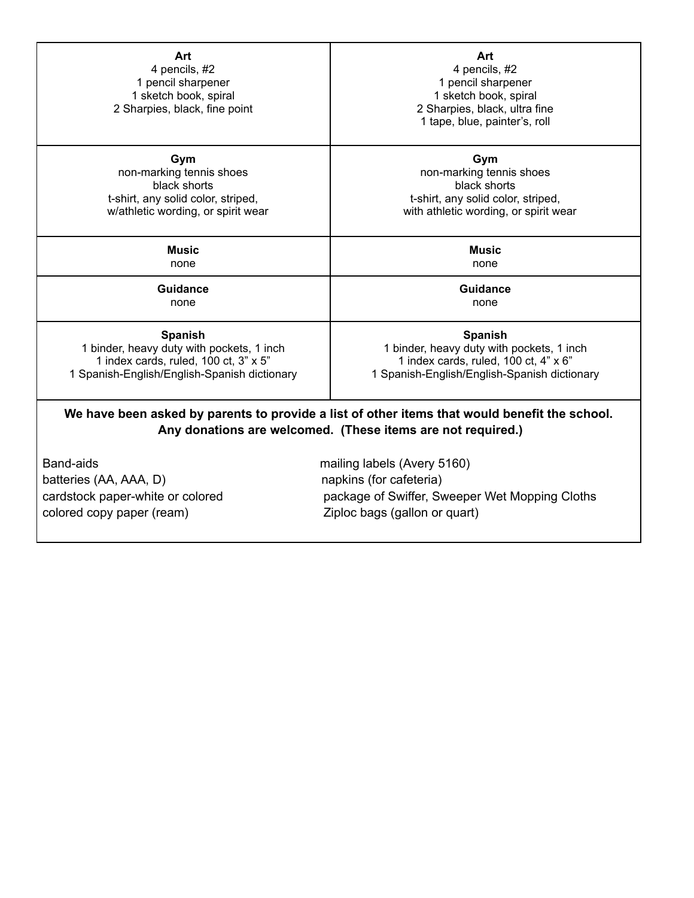| | |
|---|---|
| **Art**<br>4 pencils, #2<br>1 pencil sharpener<br>1 sketch book, spiral<br>2 Sharpies, black, fine point | **Art**<br>4 pencils, #2<br>1 pencil sharpener<br>1 sketch book, spiral<br>2 Sharpies, black, ultra fine<br>1 tape, blue, painter's, roll |
| **Gym**<br>non-marking tennis shoes<br>black shorts<br>t-shirt, any solid color, striped, w/athletic wording, or spirit wear | **Gym**<br>non-marking tennis shoes<br>black shorts<br>t-shirt, any solid color, striped, with athletic wording, or spirit wear |
| **Music**<br>none | **Music**<br>none |
| **Guidance**<br>none | **Guidance**<br>none |
| **Spanish**<br>1 binder, heavy duty with pockets, 1 inch<br>1 index cards, ruled, 100 ct, 3" x 5"<br>1 Spanish-English/English-Spanish dictionary | **Spanish**<br>1 binder, heavy duty with pockets, 1 inch<br>1 index cards, ruled, 100 ct, 4" x 6"<br>1 Spanish-English/English-Spanish dictionary |

**We have been asked by parents to provide a list of other items that would benefit the school. Any donations are welcomed. (These items are not required.)**

- Band-aids
- batteries (AA, AAA, D)
- cardstock paper-white or colored
- colored copy paper (ream)
- mailing labels (Avery 5160)
- napkins (for cafeteria)
- package of Swiffer, Sweeper Wet Mopping Cloths
- Ziploc bags (gallon or quart)